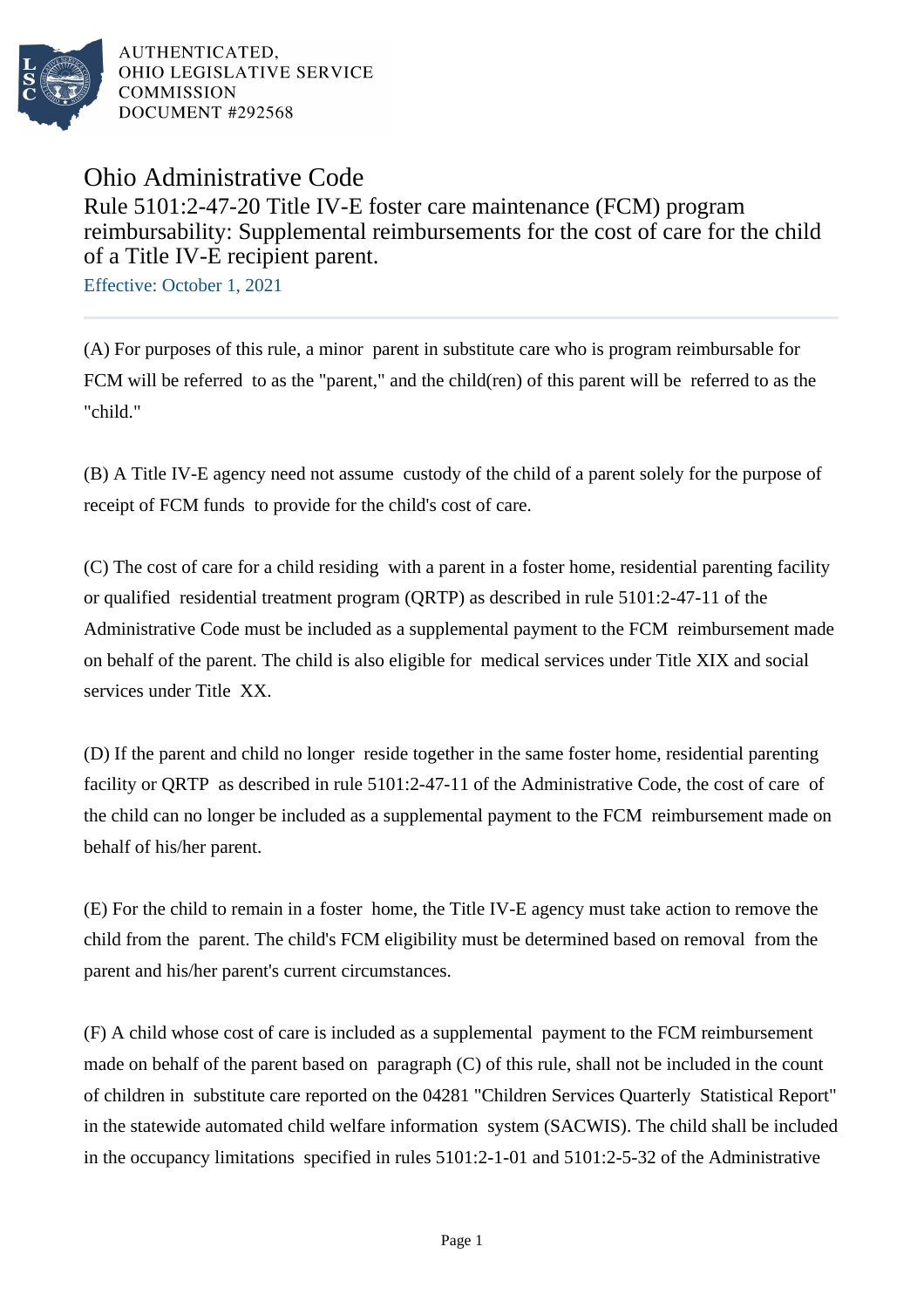AUTHENTICATED,
OHIO LEGISLATIVE SERVICE
COMMISSION
DOCUMENT #292568

# Ohio Administrative Code

## Rule 5101:2-47-20 Title IV-E foster care maintenance (FCM) program reimbursability: Supplemental reimbursements for the cost of care for the child of a Title IV-E recipient parent.

Effective: October 1, 2021

(A) For purposes of this rule, a minor parent in substitute care who is program reimbursable for FCM will be referred to as the "parent," and the child(ren) of this parent will be referred to as the "child."

(B) A Title IV-E agency need not assume custody of the child of a parent solely for the purpose of receipt of FCM funds to provide for the child's cost of care.

(C) The cost of care for a child residing with a parent in a foster home, residential parenting facility or qualified residential treatment program (QRTP) as described in rule 5101:2-47-11 of the Administrative Code must be included as a supplemental payment to the FCM reimbursement made on behalf of the parent. The child is also eligible for medical services under Title XIX and social services under Title XX.

(D) If the parent and child no longer reside together in the same foster home, residential parenting facility or QRTP as described in rule 5101:2-47-11 of the Administrative Code, the cost of care of the child can no longer be included as a supplemental payment to the FCM reimbursement made on behalf of his/her parent.

(E) For the child to remain in a foster home, the Title IV-E agency must take action to remove the child from the parent. The child's FCM eligibility must be determined based on removal from the parent and his/her parent's current circumstances.

(F) A child whose cost of care is included as a supplemental payment to the FCM reimbursement made on behalf of the parent based on paragraph (C) of this rule, shall not be included in the count of children in substitute care reported on the 04281 "Children Services Quarterly Statistical Report" in the statewide automated child welfare information system (SACWIS). The child shall be included in the occupancy limitations specified in rules 5101:2-1-01 and 5101:2-5-32 of the Administrative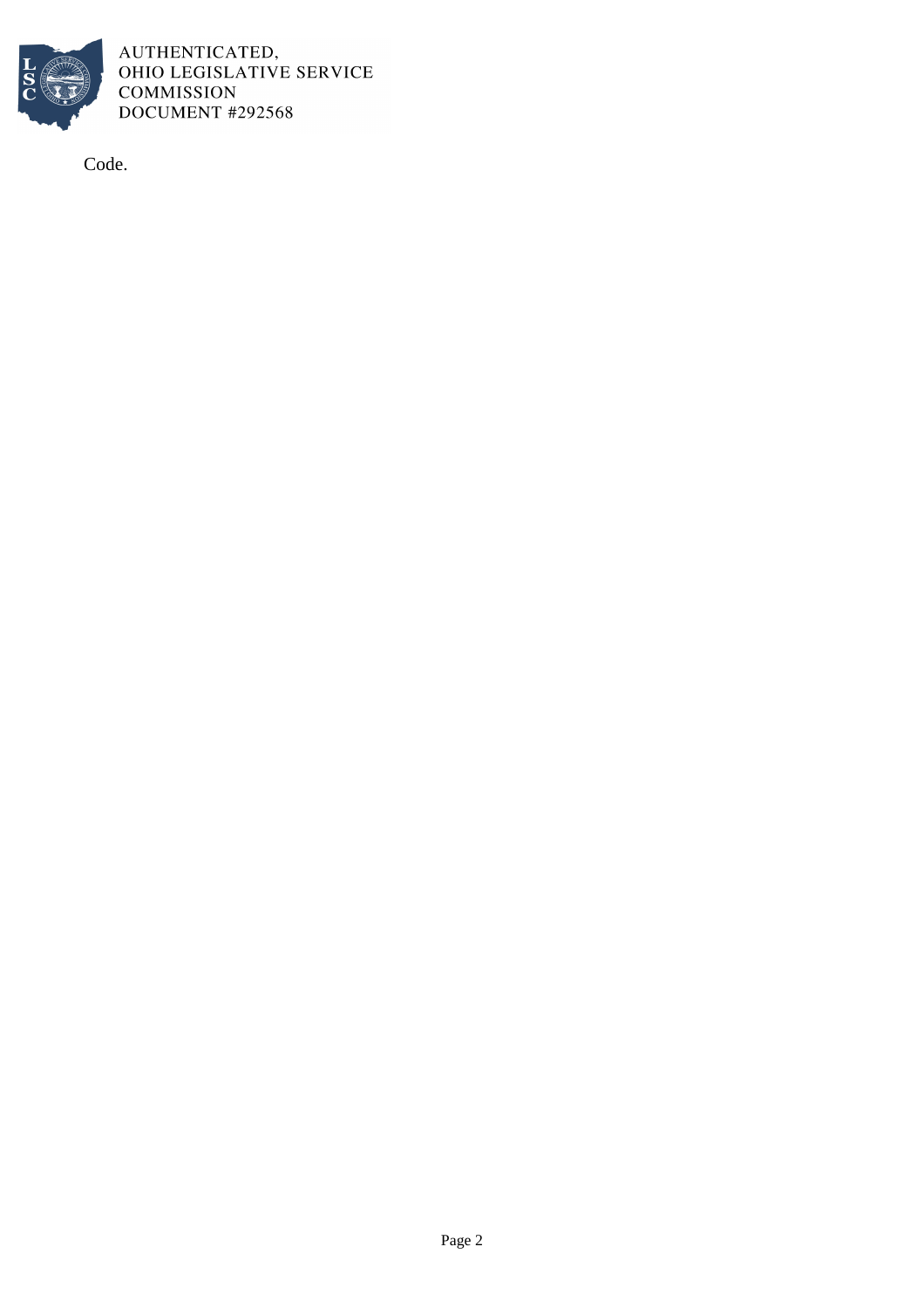Code.